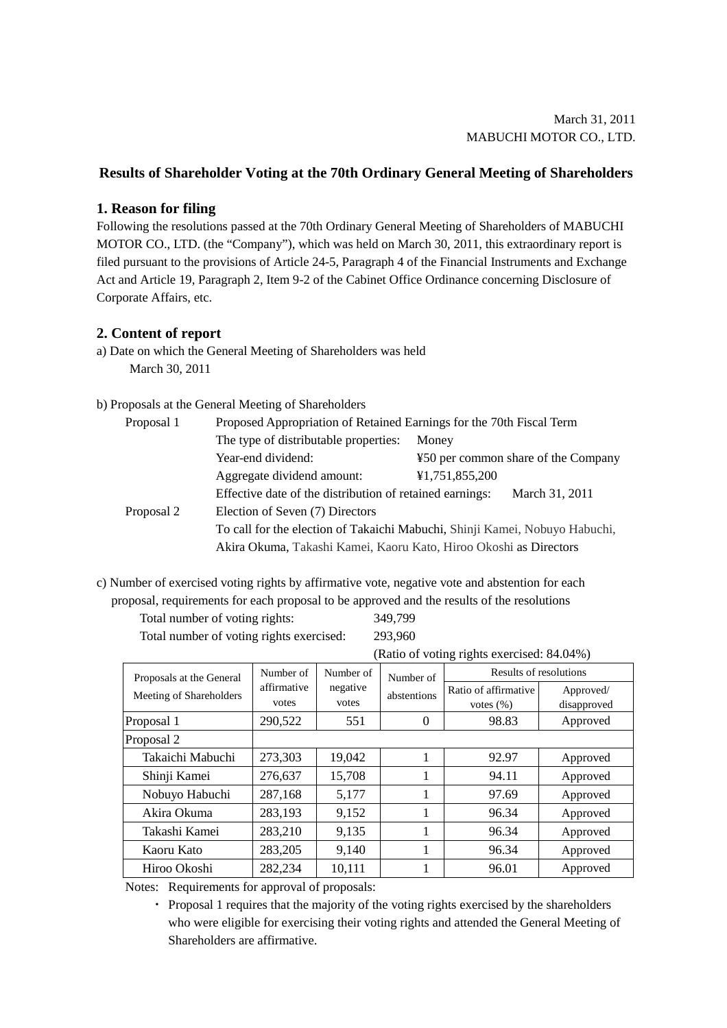March 31, 2011

MABUCHI MOTOR CO., LTD.

## Results of Shareholder Voting at the 70th Ordinary General Meeting of Shareholders

### 1. Reason for filing

Following the resolutions passed at the 70th Ordinary General Meeting of Shareholders of MABUCHI MOTOR CO., LTD. (the "Company"), which was held on March 30, 2011, this extraordinary report is filed pursuant to the provisions of Article 24-5, Paragraph 4 of the Financial Instruments and Exchange Act and Article 19, Paragraph 2, Item 9-2 of the Cabinet Office Ordinance concerning Disclosure of Corporate Affairs, etc.

### 2. Content of report

a) Date on which the General Meeting of Shareholders was held

March 30, 2011

b) Proposals at the General Meeting of Shareholders

Proposal 1 Proposed Appropriation of Retained Earnings for the 70th Fiscal Term

- The type of distributable properties: Money
- Year-end dividend: ¥50 per common share of the Company
- Aggregate dividend amount: ¥1,751,855,200
- Effective date of the distribution of retained earnings: March 31, 2011

Proposal 2 Election of Seven (7) Directors

To call for the election of Takaichi Mabuchi, Shinji Kamei, Nobuyo Habuchi, Akira Okuma, Takashi Kamei, Kaoru Kato, Hiroo Okoshi as Directors

c) Number of exercised voting rights by affirmative vote, negative vote and abstention for each proposal, requirements for each proposal to be approved and the results of the resolutions

Total number of voting rights: 349,799

Total number of voting rights exercised: 293,960

(Ratio of voting rights exercised: 84.04%)

| Proposals at the General Meeting of Shareholders | Number of affirmative votes | Number of negative votes | Number of abstentions | Results of resolutions | |
|---|---|---|---|---|---|
| | | | | Ratio of affirmative votes (%) | Approved/ disapproved |
| Proposal 1 | 290,522 | 551 | 0 | 98.83 | Approved |
| Proposal 2 | | | | | |
| Takaichi Mabuchi | 273,303 | 19,042 | 1 | 92.97 | Approved |
| Shinji Kamei | 276,637 | 15,708 | 1 | 94.11 | Approved |
| Nobuyo Habuchi | 287,168 | 5,177 | 1 | 97.69 | Approved |
| Akira Okuma | 283,193 | 9,152 | 1 | 96.34 | Approved |
| Takashi Kamei | 283,210 | 9,135 | 1 | 96.34 | Approved |
| Kaoru Kato | 283,205 | 9,140 | 1 | 96.34 | Approved |
| Hiroo Okoshi | 282,234 | 10,111 | 1 | 96.01 | Approved |

Notes: Requirements for approval of proposals:

- Proposal 1 requires that the majority of the voting rights exercised by the shareholders who were eligible for exercising their voting rights and attended the General Meeting of Shareholders are affirmative.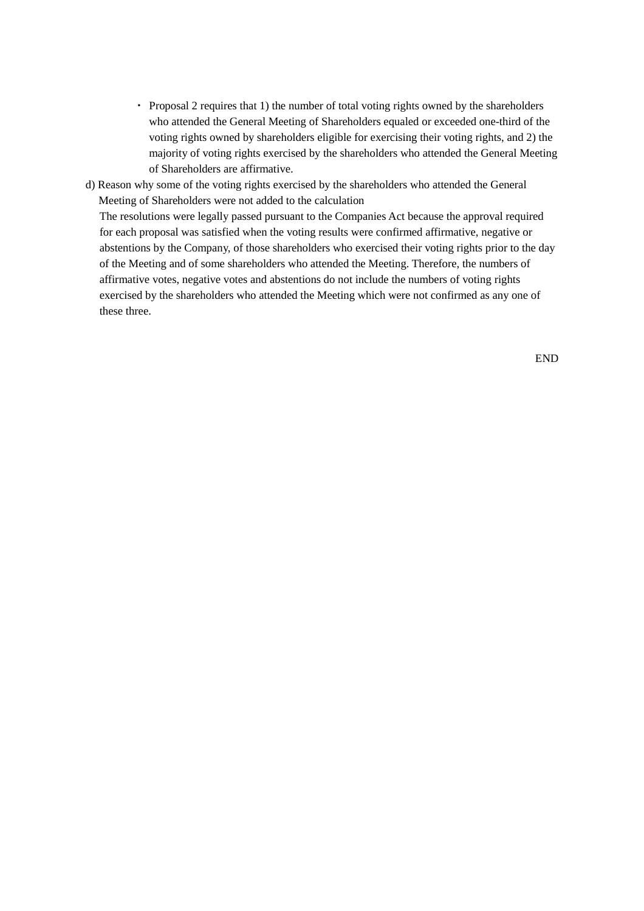- Proposal 2 requires that 1) the number of total voting rights owned by the shareholders who attended the General Meeting of Shareholders equaled or exceeded one-third of the voting rights owned by shareholders eligible for exercising their voting rights, and 2) the majority of voting rights exercised by the shareholders who attended the General Meeting of Shareholders are affirmative.

d) Reason why some of the voting rights exercised by the shareholders who attended the General Meeting of Shareholders were not added to the calculation

The resolutions were legally passed pursuant to the Companies Act because the approval required for each proposal was satisfied when the voting results were confirmed affirmative, negative or abstentions by the Company, of those shareholders who exercised their voting rights prior to the day of the Meeting and of some shareholders who attended the Meeting. Therefore, the numbers of affirmative votes, negative votes and abstentions do not include the numbers of voting rights exercised by the shareholders who attended the Meeting which were not confirmed as any one of these three.

END